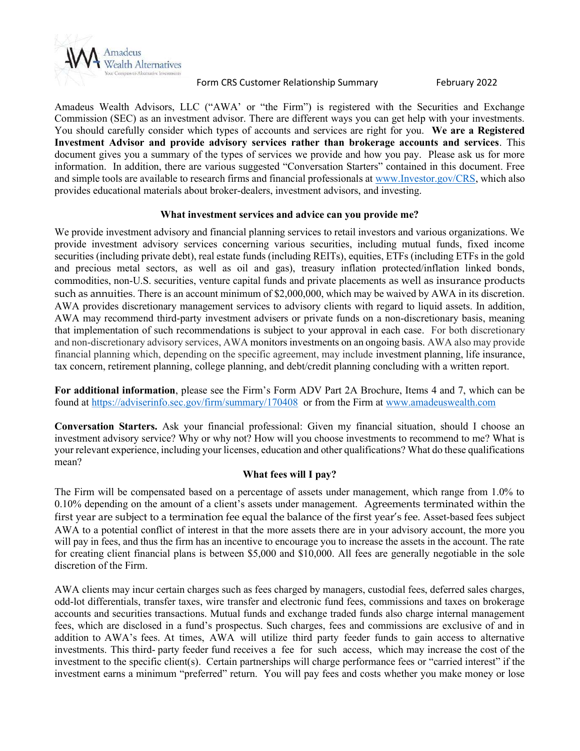Form CRS Customer Relationship Summary February 2022

Amadeus Wealth Advisors, LLC ("AWA' or "the Firm") is registered with the Securities and Exchange Commission (SEC) as an investment advisor. There are different ways you can get help with your investments. You should carefully consider which types of accounts and services are right for you. **We are a Registered Investment Advisor and provide advisory services rather than brokerage accounts and services**. This document gives you a summary of the types of services we provide and how you pay. Please ask us for more information. In addition, there are various suggested "Conversation Starters" contained in this document. Free and simple tools are available to research firms and financial professionals at www.Investor.gov/CRS, which also provides educational materials about broker-dealers, investment advisors, and investing.

## What investment services and advice can you provide me?

We provide investment advisory and financial planning services to retail investors and various organizations. We provide investment advisory services concerning various securities, including mutual funds, fixed income securities (including private debt), real estate funds (including REITs), equities, ETFs (including ETFs in the gold and precious metal sectors, as well as oil and gas), treasury inflation protected/inflation linked bonds, commodities, non-U.S. securities, venture capital funds and private placements as well as insurance products such as annuities. There is an account minimum of $2,000,000, which may be waived by AWA in its discretion. AWA provides discretionary management services to advisory clients with regard to liquid assets. In addition, AWA may recommend third-party investment advisers or private funds on a non-discretionary basis, meaning that implementation of such recommendations is subject to your approval in each case. For both discretionary and non-discretionary advisory services, AWA monitors investments on an ongoing basis. AWA also may provide financial planning which, depending on the specific agreement, may include investment planning, life insurance, tax concern, retirement planning, college planning, and debt/credit planning concluding with a written report.

**For additional information**, please see the Firm's Form ADV Part 2A Brochure, Items 4 and 7, which can be found at https://adviserinfo.sec.gov/firm/summary/170408 or from the Firm at www.amadeuswealth.com

**Conversation Starters.** Ask your financial professional: Given my financial situation, should I choose an investment advisory service? Why or why not? How will you choose investments to recommend to me? What is your relevant experience, including your licenses, education and other qualifications? What do these qualifications mean?

## What fees will I pay?

The Firm will be compensated based on a percentage of assets under management, which range from 1.0% to 0.10% depending on the amount of a client's assets under management. Agreements terminated within the first year are subject to a termination fee equal the balance of the first year's fee. Asset-based fees subject AWA to a potential conflict of interest in that the more assets there are in your advisory account, the more you will pay in fees, and thus the firm has an incentive to encourage you to increase the assets in the account. The rate for creating client financial plans is between $5,000 and $10,000. All fees are generally negotiable in the sole discretion of the Firm.

AWA clients may incur certain charges such as fees charged by managers, custodial fees, deferred sales charges, odd-lot differentials, transfer taxes, wire transfer and electronic fund fees, commissions and taxes on brokerage accounts and securities transactions. Mutual funds and exchange traded funds also charge internal management fees, which are disclosed in a fund's prospectus. Such charges, fees and commissions are exclusive of and in addition to AWA's fees. At times, AWA will utilize third party feeder funds to gain access to alternative investments. This third- party feeder fund receives a fee for such access, which may increase the cost of the investment to the specific client(s). Certain partnerships will charge performance fees or "carried interest" if the investment earns a minimum "preferred" return. You will pay fees and costs whether you make money or lose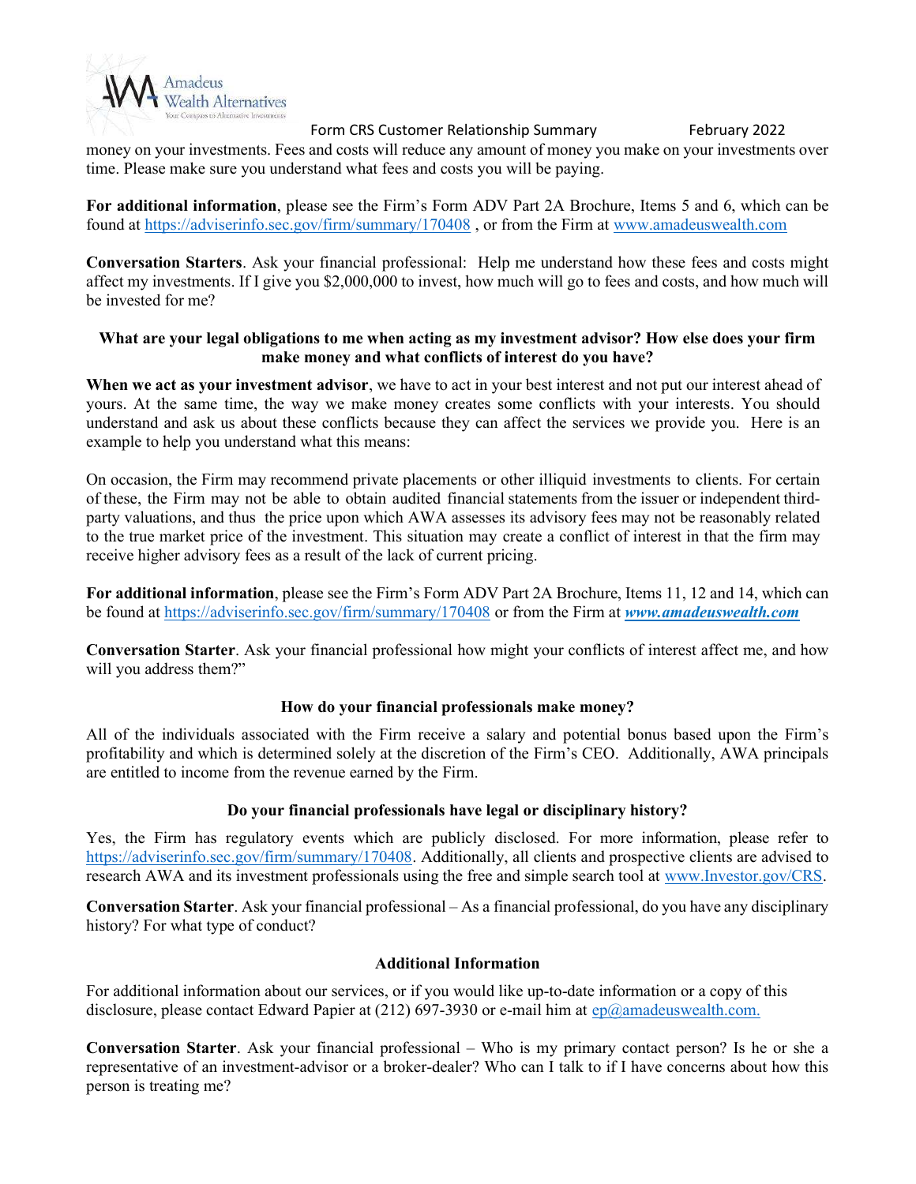money on your investments. Fees and costs will reduce any amount of money you make on your investments over time. Please make sure you understand what fees and costs you will be paying.

**For additional information**, please see the Firm's Form ADV Part 2A Brochure, Items 5 and 6, which can be found at https://adviserinfo.sec.gov/firm/summary/170408 , or from the Firm at www.amadeuswealth.com

**Conversation Starters**. Ask your financial professional: Help me understand how these fees and costs might affect my investments. If I give you $2,000,000 to invest, how much will go to fees and costs, and how much will be invested for me?

**What are your legal obligations to me when acting as my investment advisor? How else does your firm make money and what conflicts of interest do you have?**

**When we act as your investment advisor**, we have to act in your best interest and not put our interest ahead of yours. At the same time, the way we make money creates some conflicts with your interests. You should understand and ask us about these conflicts because they can affect the services we provide you. Here is an example to help you understand what this means:

On occasion, the Firm may recommend private placements or other illiquid investments to clients. For certain of these, the Firm may not be able to obtain audited financial statements from the issuer or independent third-party valuations, and thus the price upon which AWA assesses its advisory fees may not be reasonably related to the true market price of the investment. This situation may create a conflict of interest in that the firm may receive higher advisory fees as a result of the lack of current pricing.

**For additional information**, please see the Firm's Form ADV Part 2A Brochure, Items 11, 12 and 14, which can be found at https://adviserinfo.sec.gov/firm/summary/170408 or from the Firm at ***www.amadeuswealth.com***

**Conversation Starter**. Ask your financial professional how might your conflicts of interest affect me, and how will you address them?"

**How do your financial professionals make money?**

All of the individuals associated with the Firm receive a salary and potential bonus based upon the Firm's profitability and which is determined solely at the discretion of the Firm's CEO. Additionally, AWA principals are entitled to income from the revenue earned by the Firm.

**Do your financial professionals have legal or disciplinary history?**

Yes, the Firm has regulatory events which are publicly disclosed. For more information, please refer to https://adviserinfo.sec.gov/firm/summary/170408. Additionally, all clients and prospective clients are advised to research AWA and its investment professionals using the free and simple search tool at www.Investor.gov/CRS.

**Conversation Starter**. Ask your financial professional – As a financial professional, do you have any disciplinary history? For what type of conduct?

**Additional Information**

For additional information about our services, or if you would like up-to-date information or a copy of this disclosure, please contact Edward Papier at (212) 697-3930 or e-mail him at ep@amadeuswealth.com.

**Conversation Starter**. Ask your financial professional – Who is my primary contact person? Is he or she a representative of an investment-advisor or a broker-dealer? Who can I talk to if I have concerns about how this person is treating me?